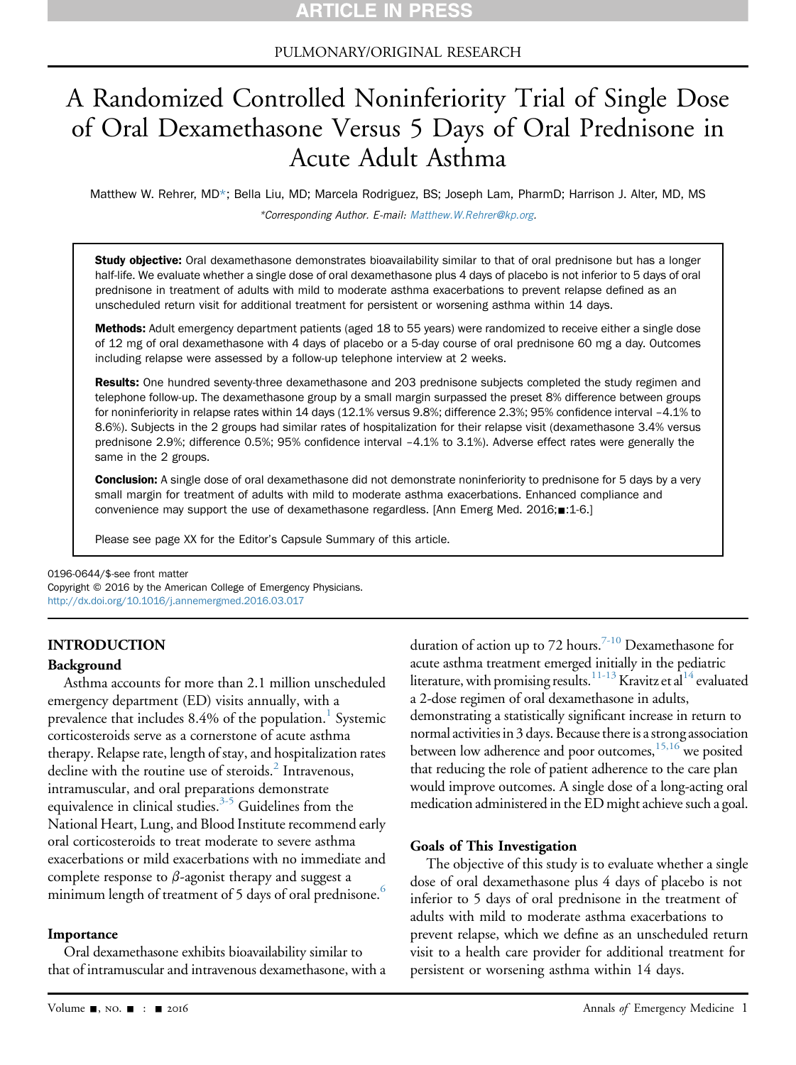PULMONARY/ORIGINAL RESEARCH

# A Randomized Controlled Noninferiority Trial of Single Dose of Oral Dexamethasone Versus 5 Days of Oral Prednisone in Acute Adult Asthma

Matthew W. Rehrer, MD*; Bella Liu, MD; Marcela Rodriguez, BS; Joseph Lam, PharmD; Harrison J. Alter, MD, MS

*Corresponding Author. E-mail: Matthew.W.Rehrer@kp.org.

**Study objective:** Oral dexamethasone demonstrates bioavailability similar to that of oral prednisone but has a longer half-life. We evaluate whether a single dose of oral dexamethasone plus 4 days of placebo is not inferior to 5 days of oral prednisone in treatment of adults with mild to moderate asthma exacerbations to prevent relapse defined as an unscheduled return visit for additional treatment for persistent or worsening asthma within 14 days.

**Methods:** Adult emergency department patients (aged 18 to 55 years) were randomized to receive either a single dose of 12 mg of oral dexamethasone with 4 days of placebo or a 5-day course of oral prednisone 60 mg a day. Outcomes including relapse were assessed by a follow-up telephone interview at 2 weeks.

**Results:** One hundred seventy-three dexamethasone and 203 prednisone subjects completed the study regimen and telephone follow-up. The dexamethasone group by a small margin surpassed the preset 8% difference between groups for noninferiority in relapse rates within 14 days (12.1% versus 9.8%; difference 2.3%; 95% confidence interval –4.1% to 8.6%). Subjects in the 2 groups had similar rates of hospitalization for their relapse visit (dexamethasone 3.4% versus prednisone 2.9%; difference 0.5%; 95% confidence interval –4.1% to 3.1%). Adverse effect rates were generally the same in the 2 groups.

**Conclusion:** A single dose of oral dexamethasone did not demonstrate noninferiority to prednisone for 5 days by a very small margin for treatment of adults with mild to moderate asthma exacerbations. Enhanced compliance and convenience may support the use of dexamethasone regardless. [Ann Emerg Med. 2016;■:1-6.]

Please see page XX for the Editor's Capsule Summary of this article.

0196-0644/$-see front matter
Copyright © 2016 by the American College of Emergency Physicians.
http://dx.doi.org/10.1016/j.annemergmed.2016.03.017

## INTRODUCTION

### Background

Asthma accounts for more than 2.1 million unscheduled emergency department (ED) visits annually, with a prevalence that includes 8.4% of the population.[1] Systemic corticosteroids serve as a cornerstone of acute asthma therapy. Relapse rate, length of stay, and hospitalization rates decline with the routine use of steroids.[2] Intravenous, intramuscular, and oral preparations demonstrate equivalence in clinical studies.[3-5] Guidelines from the National Heart, Lung, and Blood Institute recommend early oral corticosteroids to treat moderate to severe asthma exacerbations or mild exacerbations with no immediate and complete response to $\beta$-agonist therapy and suggest a minimum length of treatment of 5 days of oral prednisone.[6]

### Importance

Oral dexamethasone exhibits bioavailability similar to that of intramuscular and intravenous dexamethasone, with a duration of action up to 72 hours.[7-10] Dexamethasone for acute asthma treatment emerged initially in the pediatric literature, with promising results.[11-13] Kravitz et al[14] evaluated a 2-dose regimen of oral dexamethasone in adults, demonstrating a statistically significant increase in return to normal activities in 3 days. Because there is a strong association between low adherence and poor outcomes,[15,16] we posited that reducing the role of patient adherence to the care plan would improve outcomes. A single dose of a long-acting oral medication administered in the ED might achieve such a goal.

### Goals of This Investigation

The objective of this study is to evaluate whether a single dose of oral dexamethasone plus 4 days of placebo is not inferior to 5 days of oral prednisone in the treatment of adults with mild to moderate asthma exacerbations to prevent relapse, which we define as an unscheduled return visit to a health care provider for additional treatment for persistent or worsening asthma within 14 days.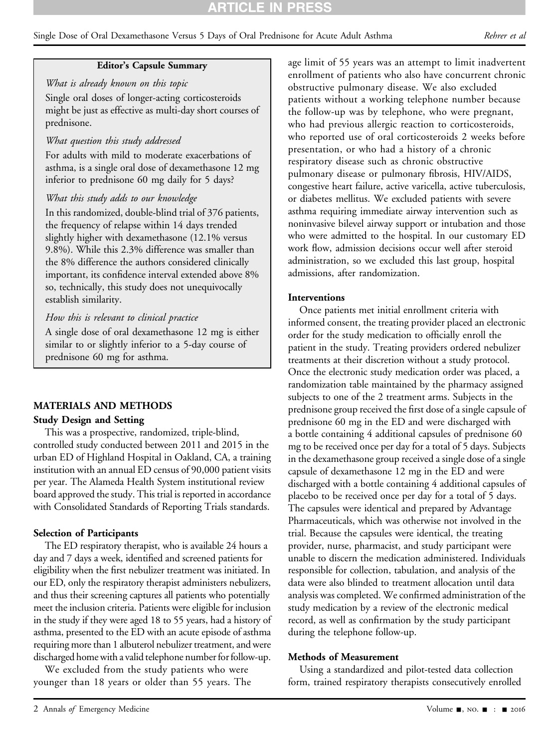**Editor's Capsule Summary**

*What is already known on this topic*

Single oral doses of longer-acting corticosteroids might be just as effective as multi-day short courses of prednisone.

*What question this study addressed*

For adults with mild to moderate exacerbations of asthma, is a single oral dose of dexamethasone 12 mg inferior to prednisone 60 mg daily for 5 days?

*What this study adds to our knowledge*

In this randomized, double-blind trial of 376 patients, the frequency of relapse within 14 days trended slightly higher with dexamethasone (12.1% versus 9.8%). While this 2.3% difference was smaller than the 8% difference the authors considered clinically important, its confidence interval extended above 8% so, technically, this study does not unequivocally establish similarity.

*How this is relevant to clinical practice*

A single dose of oral dexamethasone 12 mg is either similar to or slightly inferior to a 5-day course of prednisone 60 mg for asthma.

## MATERIALS AND METHODS

### Study Design and Setting

This was a prospective, randomized, triple-blind, controlled study conducted between 2011 and 2015 in the urban ED of Highland Hospital in Oakland, CA, a training institution with an annual ED census of 90,000 patient visits per year. The Alameda Health System institutional review board approved the study. This trial is reported in accordance with Consolidated Standards of Reporting Trials standards.

### Selection of Participants

The ED respiratory therapist, who is available 24 hours a day and 7 days a week, identified and screened patients for eligibility when the first nebulizer treatment was initiated. In our ED, only the respiratory therapist administers nebulizers, and thus their screening captures all patients who potentially meet the inclusion criteria. Patients were eligible for inclusion in the study if they were aged 18 to 55 years, had a history of asthma, presented to the ED with an acute episode of asthma requiring more than 1 albuterol nebulizer treatment, and were discharged home with a valid telephone number for follow-up.

We excluded from the study patients who were younger than 18 years or older than 55 years. The age limit of 55 years was an attempt to limit inadvertent enrollment of patients who also have concurrent chronic obstructive pulmonary disease. We also excluded patients without a working telephone number because the follow-up was by telephone, who were pregnant, who had previous allergic reaction to corticosteroids, who reported use of oral corticosteroids 2 weeks before presentation, or who had a history of a chronic respiratory disease such as chronic obstructive pulmonary disease or pulmonary fibrosis, HIV/AIDS, congestive heart failure, active varicella, active tuberculosis, or diabetes mellitus. We excluded patients with severe asthma requiring immediate airway intervention such as noninvasive bilevel airway support or intubation and those who were admitted to the hospital. In our customary ED work flow, admission decisions occur well after steroid administration, so we excluded this last group, hospital admissions, after randomization.

### Interventions

Once patients met initial enrollment criteria with informed consent, the treating provider placed an electronic order for the study medication to officially enroll the patient in the study. Treating providers ordered nebulizer treatments at their discretion without a study protocol. Once the electronic study medication order was placed, a randomization table maintained by the pharmacy assigned subjects to one of the 2 treatment arms. Subjects in the prednisone group received the first dose of a single capsule of prednisone 60 mg in the ED and were discharged with a bottle containing 4 additional capsules of prednisone 60 mg to be received once per day for a total of 5 days. Subjects in the dexamethasone group received a single dose of a single capsule of dexamethasone 12 mg in the ED and were discharged with a bottle containing 4 additional capsules of placebo to be received once per day for a total of 5 days. The capsules were identical and prepared by Advantage Pharmaceuticals, which was otherwise not involved in the trial. Because the capsules were identical, the treating provider, nurse, pharmacist, and study participant were unable to discern the medication administered. Individuals responsible for collection, tabulation, and analysis of the data were also blinded to treatment allocation until data analysis was completed. We confirmed administration of the study medication by a review of the electronic medical record, as well as confirmation by the study participant during the telephone follow-up.

### Methods of Measurement

Using a standardized and pilot-tested data collection form, trained respiratory therapists consecutively enrolled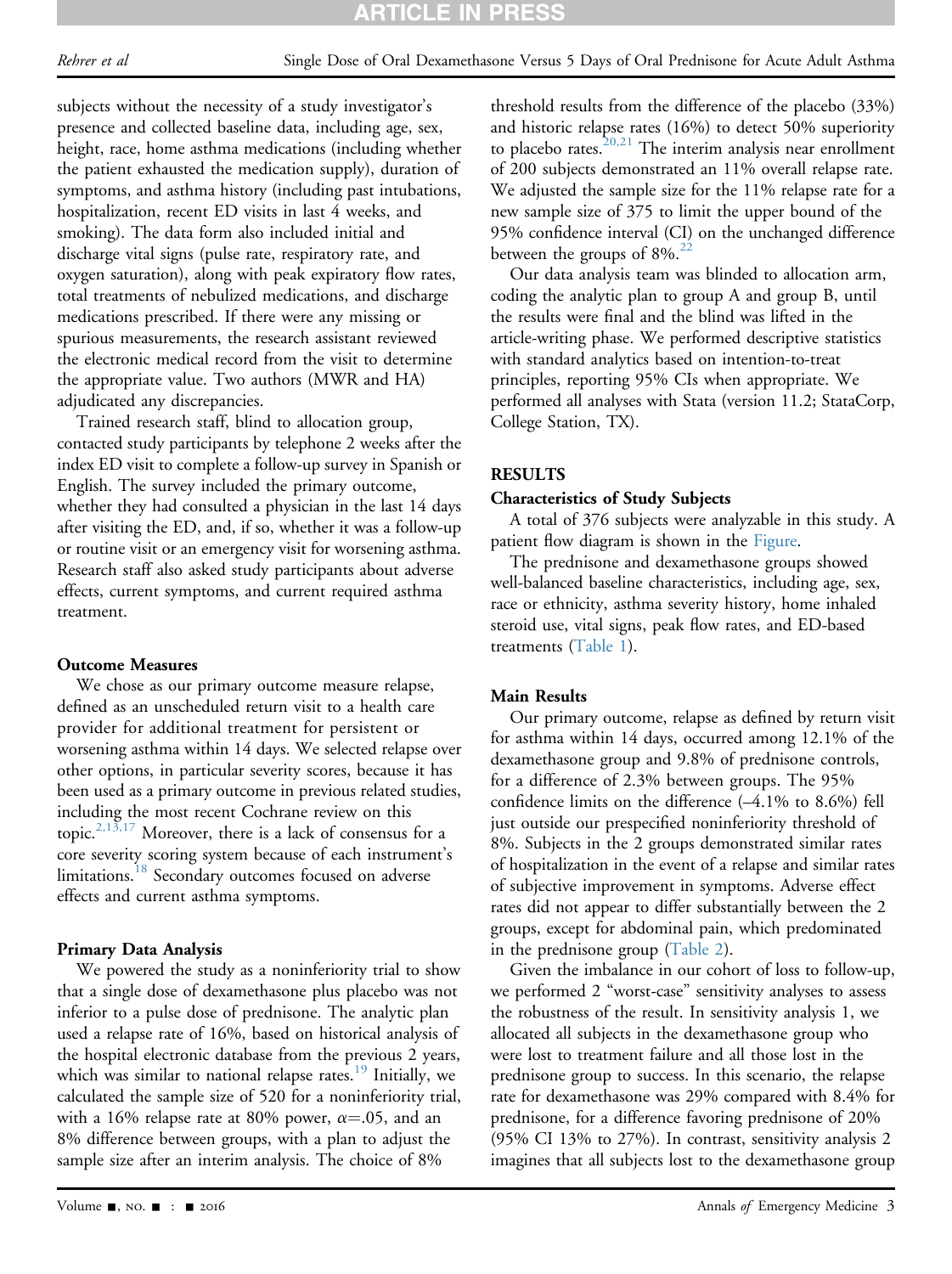subjects without the necessity of a study investigator's presence and collected baseline data, including age, sex, height, race, home asthma medications (including whether the patient exhausted the medication supply), duration of symptoms, and asthma history (including past intubations, hospitalization, recent ED visits in last 4 weeks, and smoking). The data form also included initial and discharge vital signs (pulse rate, respiratory rate, and oxygen saturation), along with peak expiratory flow rates, total treatments of nebulized medications, and discharge medications prescribed. If there were any missing or spurious measurements, the research assistant reviewed the electronic medical record from the visit to determine the appropriate value. Two authors (MWR and HA) adjudicated any discrepancies.

Trained research staff, blind to allocation group, contacted study participants by telephone 2 weeks after the index ED visit to complete a follow-up survey in Spanish or English. The survey included the primary outcome, whether they had consulted a physician in the last 14 days after visiting the ED, and, if so, whether it was a follow-up or routine visit or an emergency visit for worsening asthma. Research staff also asked study participants about adverse effects, current symptoms, and current required asthma treatment.

### Outcome Measures

We chose as our primary outcome measure relapse, defined as an unscheduled return visit to a health care provider for additional treatment for persistent or worsening asthma within 14 days. We selected relapse over other options, in particular severity scores, because it has been used as a primary outcome in previous related studies, including the most recent Cochrane review on this topic.[2,13,17] Moreover, there is a lack of consensus for a core severity scoring system because of each instrument's limitations.[18] Secondary outcomes focused on adverse effects and current asthma symptoms.

### Primary Data Analysis

We powered the study as a noninferiority trial to show that a single dose of dexamethasone plus placebo was not inferior to a pulse dose of prednisone. The analytic plan used a relapse rate of 16%, based on historical analysis of the hospital electronic database from the previous 2 years, which was similar to national relapse rates.[19] Initially, we calculated the sample size of 520 for a noninferiority trial, with a 16% relapse rate at 80% power, $\alpha$=.05, and an 8% difference between groups, with a plan to adjust the sample size after an interim analysis. The choice of 8% threshold results from the difference of the placebo (33%) and historic relapse rates (16%) to detect 50% superiority to placebo rates.[20,21] The interim analysis near enrollment of 200 subjects demonstrated an 11% overall relapse rate. We adjusted the sample size for the 11% relapse rate for a new sample size of 375 to limit the upper bound of the 95% confidence interval (CI) on the unchanged difference between the groups of 8%.[22]

Our data analysis team was blinded to allocation arm, coding the analytic plan to group A and group B, until the results were final and the blind was lifted in the article-writing phase. We performed descriptive statistics with standard analytics based on intention-to-treat principles, reporting 95% CIs when appropriate. We performed all analyses with Stata (version 11.2; StataCorp, College Station, TX).

## RESULTS

### Characteristics of Study Subjects

A total of 376 subjects were analyzable in this study. A patient flow diagram is shown in the Figure.

The prednisone and dexamethasone groups showed well-balanced baseline characteristics, including age, sex, race or ethnicity, asthma severity history, home inhaled steroid use, vital signs, peak flow rates, and ED-based treatments (Table 1).

### Main Results

Our primary outcome, relapse as defined by return visit for asthma within 14 days, occurred among 12.1% of the dexamethasone group and 9.8% of prednisone controls, for a difference of 2.3% between groups. The 95% confidence limits on the difference (–4.1% to 8.6%) fell just outside our prespecified noninferiority threshold of 8%. Subjects in the 2 groups demonstrated similar rates of hospitalization in the event of a relapse and similar rates of subjective improvement in symptoms. Adverse effect rates did not appear to differ substantially between the 2 groups, except for abdominal pain, which predominated in the prednisone group (Table 2).

Given the imbalance in our cohort of loss to follow-up, we performed 2 "worst-case" sensitivity analyses to assess the robustness of the result. In sensitivity analysis 1, we allocated all subjects in the dexamethasone group who were lost to treatment failure and all those lost in the prednisone group to success. In this scenario, the relapse rate for dexamethasone was 29% compared with 8.4% for prednisone, for a difference favoring prednisone of 20% (95% CI 13% to 27%). In contrast, sensitivity analysis 2 imagines that all subjects lost to the dexamethasone group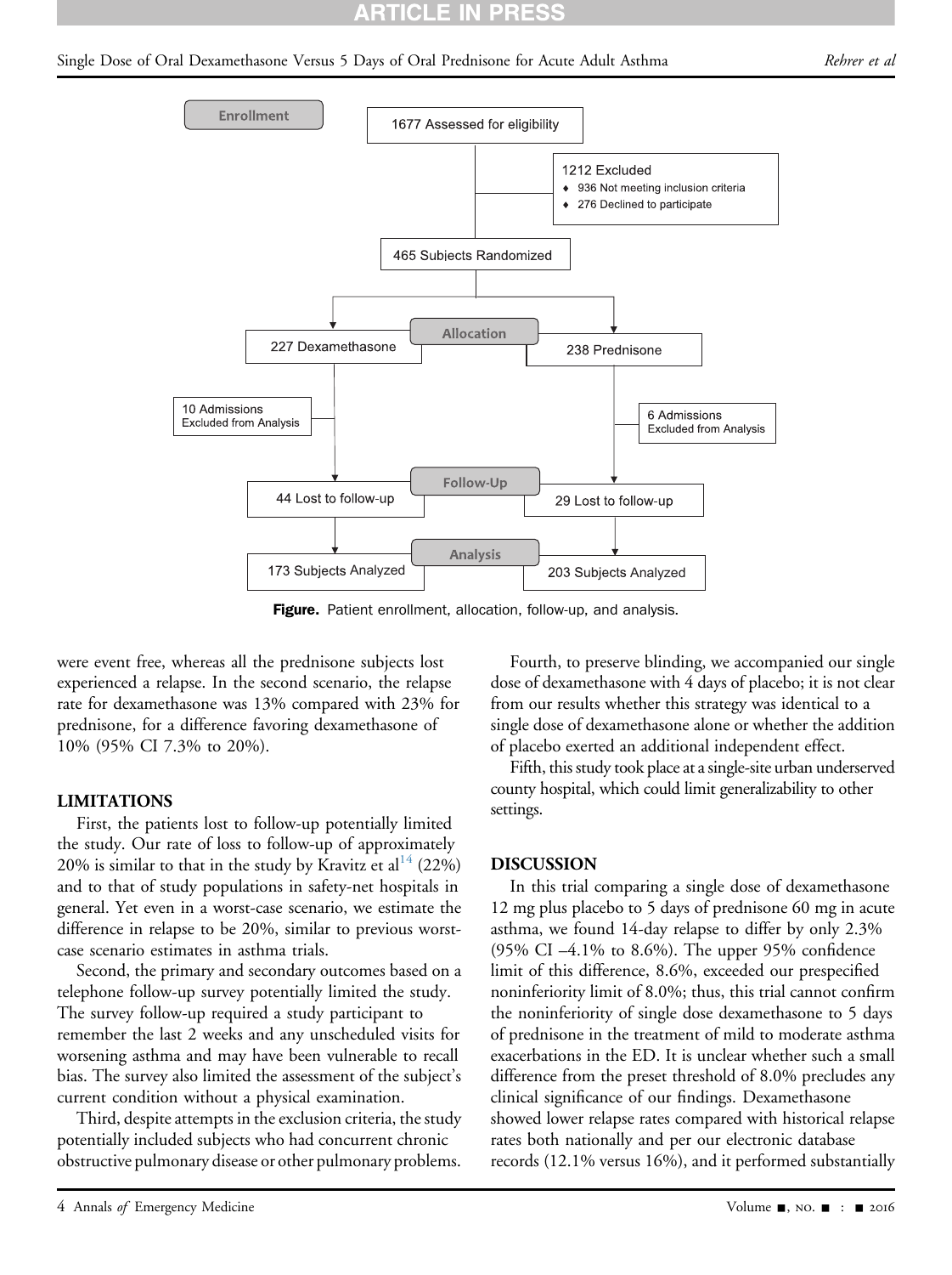**Figure.** Patient enrollment, allocation, follow-up, and analysis.

were event free, whereas all the prednisone subjects lost experienced a relapse. In the second scenario, the relapse rate for dexamethasone was 13% compared with 23% for prednisone, for a difference favoring dexamethasone of 10% (95% CI 7.3% to 20%).

## LIMITATIONS

First, the patients lost to follow-up potentially limited the study. Our rate of loss to follow-up of approximately 20% is similar to that in the study by Kravitz et al[14] (22%) and to that of study populations in safety-net hospitals in general. Yet even in a worst-case scenario, we estimate the difference in relapse to be 20%, similar to previous worst-case scenario estimates in asthma trials.

Second, the primary and secondary outcomes based on a telephone follow-up survey potentially limited the study. The survey follow-up required a study participant to remember the last 2 weeks and any unscheduled visits for worsening asthma and may have been vulnerable to recall bias. The survey also limited the assessment of the subject's current condition without a physical examination.

Third, despite attempts in the exclusion criteria, the study potentially included subjects who had concurrent chronic obstructive pulmonary disease or other pulmonary problems.

Fourth, to preserve blinding, we accompanied our single dose of dexamethasone with 4 days of placebo; it is not clear from our results whether this strategy was identical to a single dose of dexamethasone alone or whether the addition of placebo exerted an additional independent effect.

Fifth, this study took place at a single-site urban underserved county hospital, which could limit generalizability to other settings.

## DISCUSSION

In this trial comparing a single dose of dexamethasone 12 mg plus placebo to 5 days of prednisone 60 mg in acute asthma, we found 14-day relapse to differ by only 2.3% (95% CI –4.1% to 8.6%). The upper 95% confidence limit of this difference, 8.6%, exceeded our prespecified noninferiority limit of 8.0%; thus, this trial cannot confirm the noninferiority of single dose dexamethasone to 5 days of prednisone in the treatment of mild to moderate asthma exacerbations in the ED. It is unclear whether such a small difference from the preset threshold of 8.0% precludes any clinical significance of our findings. Dexamethasone showed lower relapse rates compared with historical relapse rates both nationally and per our electronic database records (12.1% versus 16%), and it performed substantially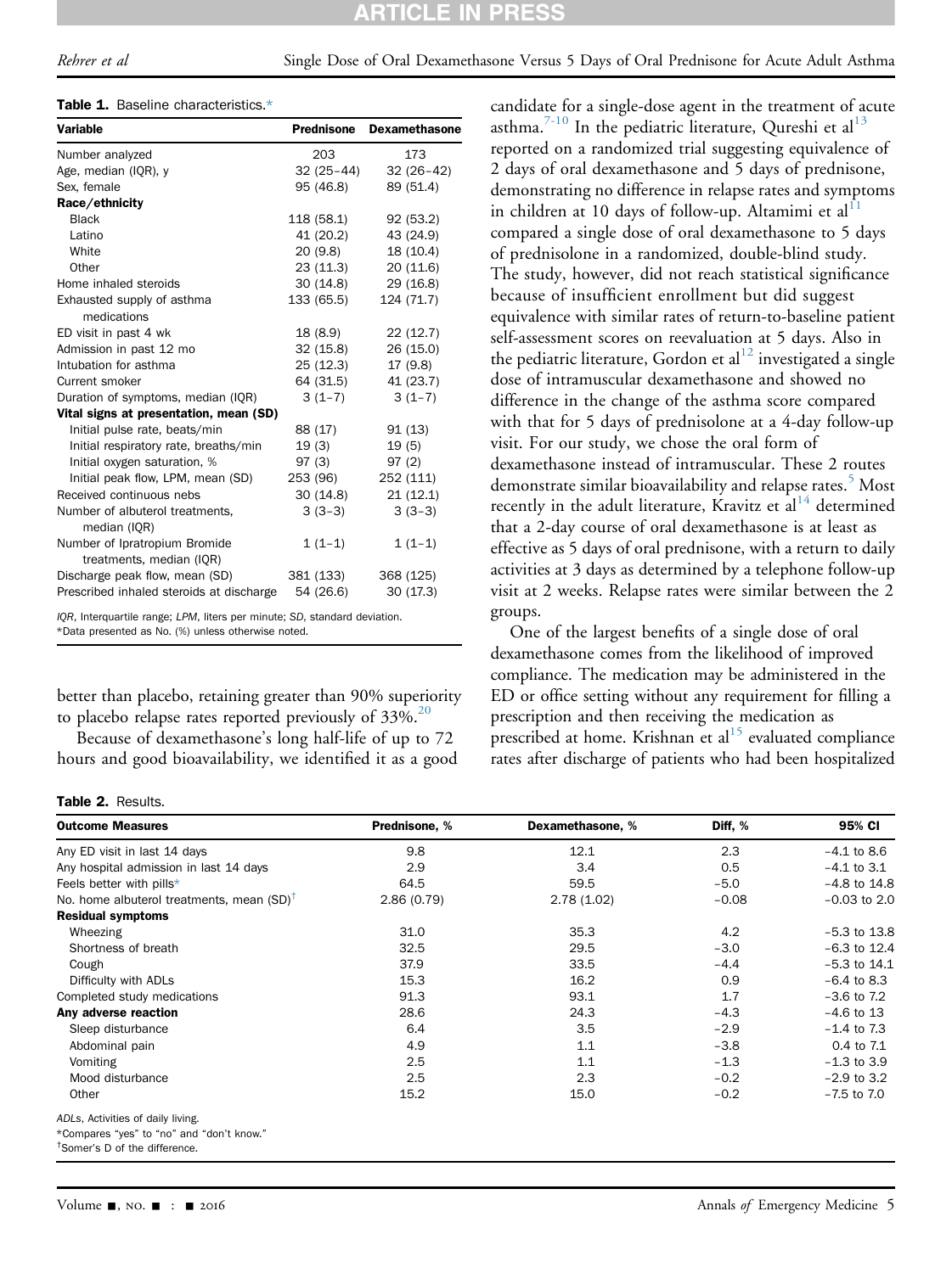**Table 1.** Baseline characteristics.*

| Variable | Prednisone | Dexamethasone |
|---|---|---|
| Number analyzed | 203 | 173 |
| Age, median (IQR), y | 32 (25–44) | 32 (26–42) |
| Sex, female | 95 (46.8) | 89 (51.4) |
| **Race/ethnicity** | | |
| Black | 118 (58.1) | 92 (53.2) |
| Latino | 41 (20.2) | 43 (24.9) |
| White | 20 (9.8) | 18 (10.4) |
| Other | 23 (11.3) | 20 (11.6) |
| Home inhaled steroids | 30 (14.8) | 29 (16.8) |
| Exhausted supply of asthma medications | 133 (65.5) | 124 (71.7) |
| ED visit in past 4 wk | 18 (8.9) | 22 (12.7) |
| Admission in past 12 mo | 32 (15.8) | 26 (15.0) |
| Intubation for asthma | 25 (12.3) | 17 (9.8) |
| Current smoker | 64 (31.5) | 41 (23.7) |
| Duration of symptoms, median (IQR) | 3 (1–7) | 3 (1–7) |
| **Vital signs at presentation, mean (SD)** | | |
| Initial pulse rate, beats/min | 88 (17) | 91 (13) |
| Initial respiratory rate, breaths/min | 19 (3) | 19 (5) |
| Initial oxygen saturation, % | 97 (3) | 97 (2) |
| Initial peak flow, LPM, mean (SD) | 253 (96) | 252 (111) |
| Received continuous nebs | 30 (14.8) | 21 (12.1) |
| Number of albuterol treatments, median (IQR) | 3 (3–3) | 3 (3–3) |
| Number of Ipratropium Bromide treatments, median (IQR) | 1 (1–1) | 1 (1–1) |
| Discharge peak flow, mean (SD) | 381 (133) | 368 (125) |
| Prescribed inhaled steroids at discharge | 54 (26.6) | 30 (17.3) |

*IQR*, Interquartile range; *LPM*, liters per minute; *SD*, standard deviation.
*Data presented as No. (%) unless otherwise noted.

better than placebo, retaining greater than 90% superiority to placebo relapse rates reported previously of 33%.[20]

Because of dexamethasone's long half-life of up to 72 hours and good bioavailability, we identified it as a good candidate for a single-dose agent in the treatment of acute asthma.[7-10] In the pediatric literature, Qureshi et al[13] reported on a randomized trial suggesting equivalence of 2 days of oral dexamethasone and 5 days of prednisone, demonstrating no difference in relapse rates and symptoms in children at 10 days of follow-up. Altamimi et al[11] compared a single dose of oral dexamethasone to 5 days of prednisolone in a randomized, double-blind study. The study, however, did not reach statistical significance because of insufficient enrollment but did suggest equivalence with similar rates of return-to-baseline patient self-assessment scores on reevaluation at 5 days. Also in the pediatric literature, Gordon et al[12] investigated a single dose of intramuscular dexamethasone and showed no difference in the change of the asthma score compared with that for 5 days of prednisolone at a 4-day follow-up visit. For our study, we chose the oral form of dexamethasone instead of intramuscular. These 2 routes demonstrate similar bioavailability and relapse rates.[5] Most recently in the adult literature, Kravitz et al[14] determined that a 2-day course of oral dexamethasone is at least as effective as 5 days of oral prednisone, with a return to daily activities at 3 days as determined by a telephone follow-up visit at 2 weeks. Relapse rates were similar between the 2 groups.

One of the largest benefits of a single dose of oral dexamethasone comes from the likelihood of improved compliance. The medication may be administered in the ED or office setting without any requirement for filling a prescription and then receiving the medication as prescribed at home. Krishnan et al[15] evaluated compliance rates after discharge of patients who had been hospitalized

**Table 2.** Results.

| Outcome Measures | Prednisone, % | Dexamethasone, % | Diff, % | 95% CI |
|---|---|---|---|---|
| Any ED visit in last 14 days | 9.8 | 12.1 | 2.3 | −4.1 to 8.6 |
| Any hospital admission in last 14 days | 2.9 | 3.4 | 0.5 | −4.1 to 3.1 |
| Feels better with pills* | 64.5 | 59.5 | −5.0 | −4.8 to 14.8 |
| No. home albuterol treatments, mean (SD)† | 2.86 (0.79) | 2.78 (1.02) | −0.08 | −0.03 to 2.0 |
| **Residual symptoms** | | | | |
| Wheezing | 31.0 | 35.3 | 4.2 | −5.3 to 13.8 |
| Shortness of breath | 32.5 | 29.5 | −3.0 | −6.3 to 12.4 |
| Cough | 37.9 | 33.5 | −4.4 | −5.3 to 14.1 |
| Difficulty with ADLs | 15.3 | 16.2 | 0.9 | −6.4 to 8.3 |
| Completed study medications | 91.3 | 93.1 | 1.7 | −3.6 to 7.2 |
| **Any adverse reaction** | 28.6 | 24.3 | −4.3 | −4.6 to 13 |
| Sleep disturbance | 6.4 | 3.5 | −2.9 | −1.4 to 7.3 |
| Abdominal pain | 4.9 | 1.1 | −3.8 | 0.4 to 7.1 |
| Vomiting | 2.5 | 1.1 | −1.3 | −1.3 to 3.9 |
| Mood disturbance | 2.5 | 2.3 | −0.2 | −2.9 to 3.2 |
| Other | 15.2 | 15.0 | −0.2 | −7.5 to 7.0 |

*ADLs*, Activities of daily living.
*Compares "yes" to "no" and "don't know."
†Somer's D of the difference.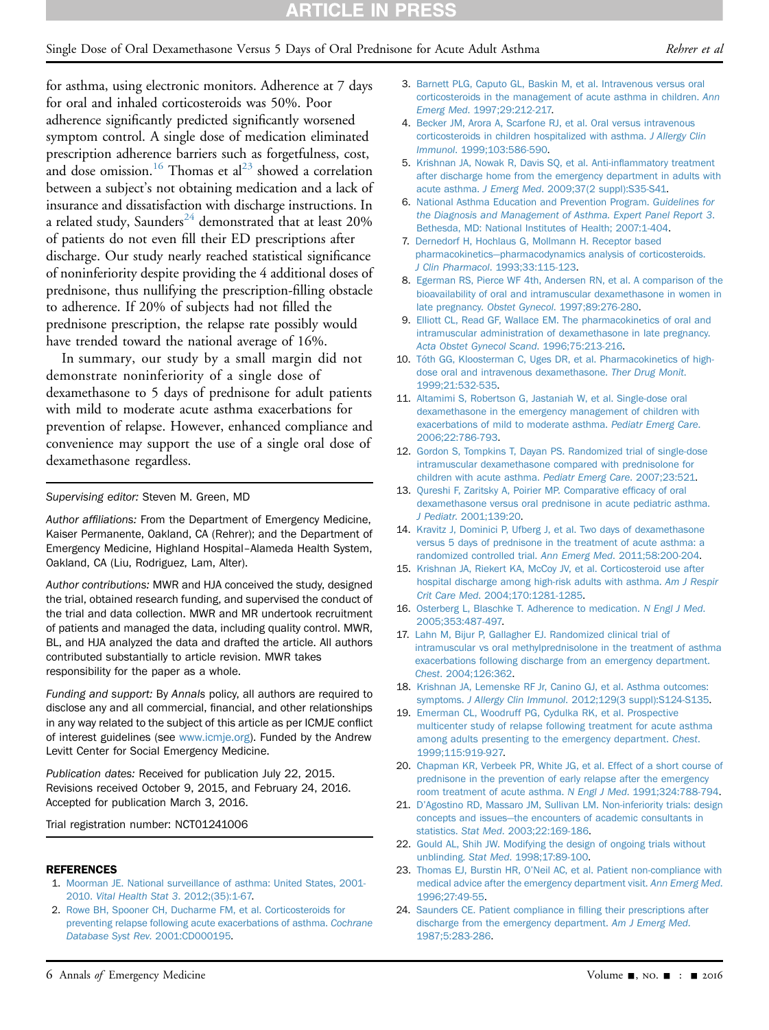for asthma, using electronic monitors. Adherence at 7 days for oral and inhaled corticosteroids was 50%. Poor adherence significantly predicted significantly worsened symptom control. A single dose of medication eliminated prescription adherence barriers such as forgetfulness, cost, and dose omission.[16] Thomas et al[23] showed a correlation between a subject's not obtaining medication and a lack of insurance and dissatisfaction with discharge instructions. In a related study, Saunders[24] demonstrated that at least 20% of patients do not even fill their ED prescriptions after discharge. Our study nearly reached statistical significance of noninferiority despite providing the 4 additional doses of prednisone, thus nullifying the prescription-filling obstacle to adherence. If 20% of subjects had not filled the prednisone prescription, the relapse rate possibly would have trended toward the national average of 16%.

In summary, our study by a small margin did not demonstrate noninferiority of a single dose of dexamethasone to 5 days of prednisone for adult patients with mild to moderate acute asthma exacerbations for prevention of relapse. However, enhanced compliance and convenience may support the use of a single oral dose of dexamethasone regardless.

*Supervising editor:* Steven M. Green, MD

*Author affiliations:* From the Department of Emergency Medicine, Kaiser Permanente, Oakland, CA (Rehrer); and the Department of Emergency Medicine, Highland Hospital–Alameda Health System, Oakland, CA (Liu, Rodriguez, Lam, Alter).

*Author contributions:* MWR and HJA conceived the study, designed the trial, obtained research funding, and supervised the conduct of the trial and data collection. MWR and MR undertook recruitment of patients and managed the data, including quality control. MWR, BL, and HJA analyzed the data and drafted the article. All authors contributed substantially to article revision. MWR takes responsibility for the paper as a whole.

*Funding and support:* By *Annals* policy, all authors are required to disclose any and all commercial, financial, and other relationships in any way related to the subject of this article as per ICMJE conflict of interest guidelines (see www.icmje.org). Funded by the Andrew Levitt Center for Social Emergency Medicine.

*Publication dates:* Received for publication July 22, 2015. Revisions received October 9, 2015, and February 24, 2016. Accepted for publication March 3, 2016.

Trial registration number: NCT01241006

## REFERENCES

1. Moorman JE. National surveillance of asthma: United States, 2001-2010. *Vital Health Stat 3*. 2012;(35):1-67.
2. Rowe BH, Spooner CH, Ducharme FM, et al. Corticosteroids for preventing relapse following acute exacerbations of asthma. *Cochrane Database Syst Rev*. 2001:CD000195.
3. Barnett PLG, Caputo GL, Baskin M, et al. Intravenous versus oral corticosteroids in the management of acute asthma in children. *Ann Emerg Med*. 1997;29:212-217.
4. Becker JM, Arora A, Scarfone RJ, et al. Oral versus intravenous corticosteroids in children hospitalized with asthma. *J Allergy Clin Immunol*. 1999;103:586-590.
5. Krishnan JA, Nowak R, Davis SQ, et al. Anti-inflammatory treatment after discharge home from the emergency department in adults with acute asthma. *J Emerg Med*. 2009;37(2 suppl):S35-S41.
6. National Asthma Education and Prevention Program. *Guidelines for the Diagnosis and Management of Asthma. Expert Panel Report 3*. Bethesda, MD: National Institutes of Health; 2007:1-404.
7. Dernedorf H, Hochlaus G, Mollmann H. Receptor based pharmacokinetics—pharmacodynamics analysis of corticosteroids. *J Clin Pharmacol*. 1993;33:115-123.
8. Egerman RS, Pierce WF 4th, Andersen RN, et al. A comparison of the bioavailability of oral and intramuscular dexamethasone in women in late pregnancy. *Obstet Gynecol*. 1997;89:276-280.
9. Elliott CL, Read GF, Wallace EM. The pharmacokinetics of oral and intramuscular administration of dexamethasone in late pregnancy. *Acta Obstet Gynecol Scand*. 1996;75:213-216.
10. Tóth GG, Kloosterman C, Uges DR, et al. Pharmacokinetics of high-dose oral and intravenous dexamethasone. *Ther Drug Monit*. 1999;21:532-535.
11. Altamimi S, Robertson G, Jastaniah W, et al. Single-dose oral dexamethasone in the emergency management of children with exacerbations of mild to moderate asthma. *Pediatr Emerg Care*. 2006;22:786-793.
12. Gordon S, Tompkins T, Dayan PS. Randomized trial of single-dose intramuscular dexamethasone compared with prednisolone for children with acute asthma. *Pediatr Emerg Care*. 2007;23:521.
13. Qureshi F, Zaritsky A, Poirier MP. Comparative efficacy of oral dexamethasone versus oral prednisone in acute pediatric asthma. *J Pediatr*. 2001;139:20.
14. Kravitz J, Dominici P, Ufberg J, et al. Two days of dexamethasone versus 5 days of prednisone in the treatment of acute asthma: a randomized controlled trial. *Ann Emerg Med*. 2011;58:200-204.
15. Krishnan JA, Riekert KA, McCoy JV, et al. Corticosteroid use after hospital discharge among high-risk adults with asthma. *Am J Respir Crit Care Med*. 2004;170:1281-1285.
16. Osterberg L, Blaschke T. Adherence to medication. *N Engl J Med*. 2005;353:487-497.
17. Lahn M, Bijur P, Gallagher EJ. Randomized clinical trial of intramuscular vs oral methylprednisolone in the treatment of asthma exacerbations following discharge from an emergency department. *Chest*. 2004;126:362.
18. Krishnan JA, Lemenske RF Jr, Canino GJ, et al. Asthma outcomes: symptoms. *J Allergy Clin Immunol*. 2012;129(3 suppl):S124-S135.
19. Emerman CL, Woodruff PG, Cydulka RK, et al. Prospective multicenter study of relapse following treatment for acute asthma among adults presenting to the emergency department. *Chest*. 1999;115:919-927.
20. Chapman KR, Verbeek PR, White JG, et al. Effect of a short course of prednisone in the prevention of early relapse after the emergency room treatment of acute asthma. *N Engl J Med*. 1991;324:788-794.
21. D'Agostino RD, Massaro JM, Sullivan LM. Non-inferiority trials: design concepts and issues—the encounters of academic consultants in statistics. *Stat Med*. 2003;22:169-186.
22. Gould AL, Shih JW. Modifying the design of ongoing trials without unblinding. *Stat Med*. 1998;17:89-100.
23. Thomas EJ, Burstin HR, O'Neil AC, et al. Patient non-compliance with medical advice after the emergency department visit. *Ann Emerg Med*. 1996;27:49-55.
24. Saunders CE. Patient compliance in filling their prescriptions after discharge from the emergency department. *Am J Emerg Med*. 1987;5:283-286.